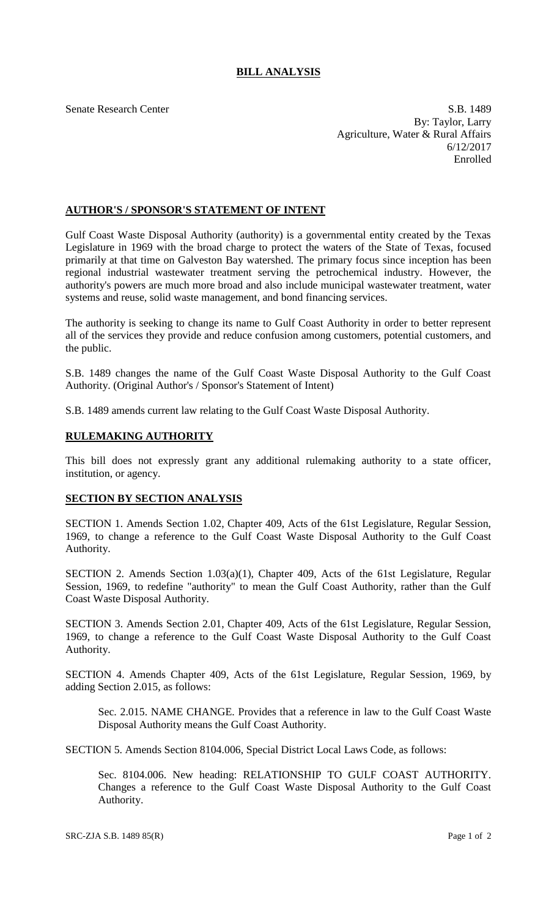# BILL ANALYSIS

Senate Research Center

S.B. 1489
By: Taylor, Larry
Agriculture, Water & Rural Affairs
6/12/2017
Enrolled

## AUTHOR'S / SPONSOR'S STATEMENT OF INTENT

Gulf Coast Waste Disposal Authority (authority) is a governmental entity created by the Texas Legislature in 1969 with the broad charge to protect the waters of the State of Texas, focused primarily at that time on Galveston Bay watershed. The primary focus since inception has been regional industrial wastewater treatment serving the petrochemical industry. However, the authority's powers are much more broad and also include municipal wastewater treatment, water systems and reuse, solid waste management, and bond financing services.

The authority is seeking to change its name to Gulf Coast Authority in order to better represent all of the services they provide and reduce confusion among customers, potential customers, and the public.

S.B. 1489 changes the name of the Gulf Coast Waste Disposal Authority to the Gulf Coast Authority. (Original Author's / Sponsor's Statement of Intent)

S.B. 1489 amends current law relating to the Gulf Coast Waste Disposal Authority.

## RULEMAKING AUTHORITY

This bill does not expressly grant any additional rulemaking authority to a state officer, institution, or agency.

## SECTION BY SECTION ANALYSIS

SECTION 1. Amends Section 1.02, Chapter 409, Acts of the 61st Legislature, Regular Session, 1969, to change a reference to the Gulf Coast Waste Disposal Authority to the Gulf Coast Authority.

SECTION 2. Amends Section 1.03(a)(1), Chapter 409, Acts of the 61st Legislature, Regular Session, 1969, to redefine "authority" to mean the Gulf Coast Authority, rather than the Gulf Coast Waste Disposal Authority.

SECTION 3. Amends Section 2.01, Chapter 409, Acts of the 61st Legislature, Regular Session, 1969, to change a reference to the Gulf Coast Waste Disposal Authority to the Gulf Coast Authority.

SECTION 4. Amends Chapter 409, Acts of the 61st Legislature, Regular Session, 1969, by adding Section 2.015, as follows:

Sec. 2.015. NAME CHANGE. Provides that a reference in law to the Gulf Coast Waste Disposal Authority means the Gulf Coast Authority.

SECTION 5. Amends Section 8104.006, Special District Local Laws Code, as follows:

Sec. 8104.006. New heading: RELATIONSHIP TO GULF COAST AUTHORITY. Changes a reference to the Gulf Coast Waste Disposal Authority to the Gulf Coast Authority.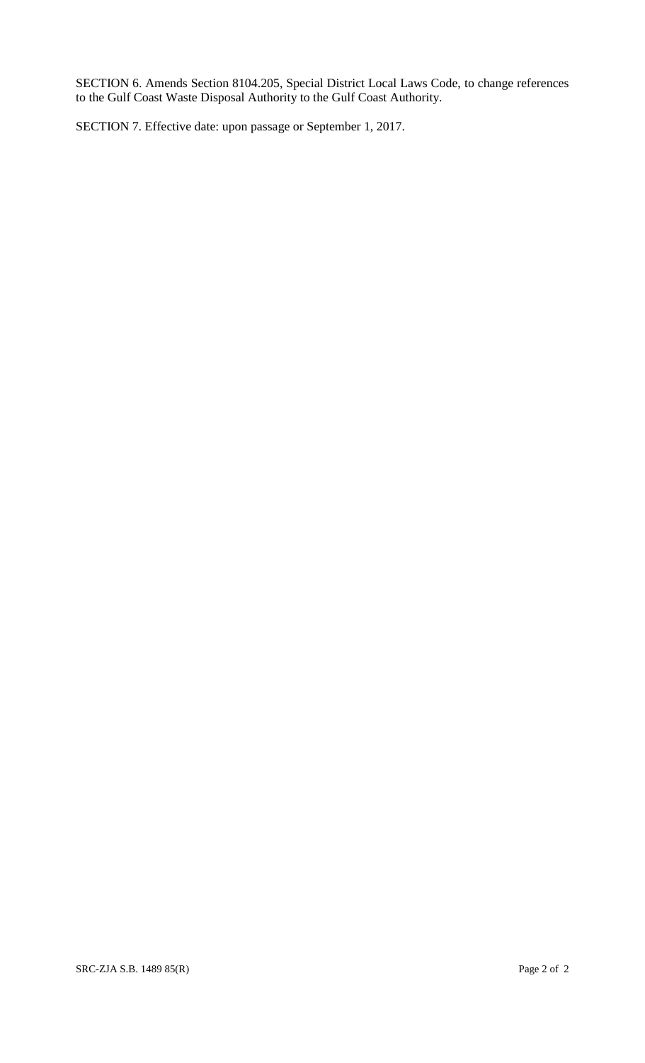SECTION 6. Amends Section 8104.205, Special District Local Laws Code, to change references to the Gulf Coast Waste Disposal Authority to the Gulf Coast Authority.

SECTION 7. Effective date: upon passage or September 1, 2017.